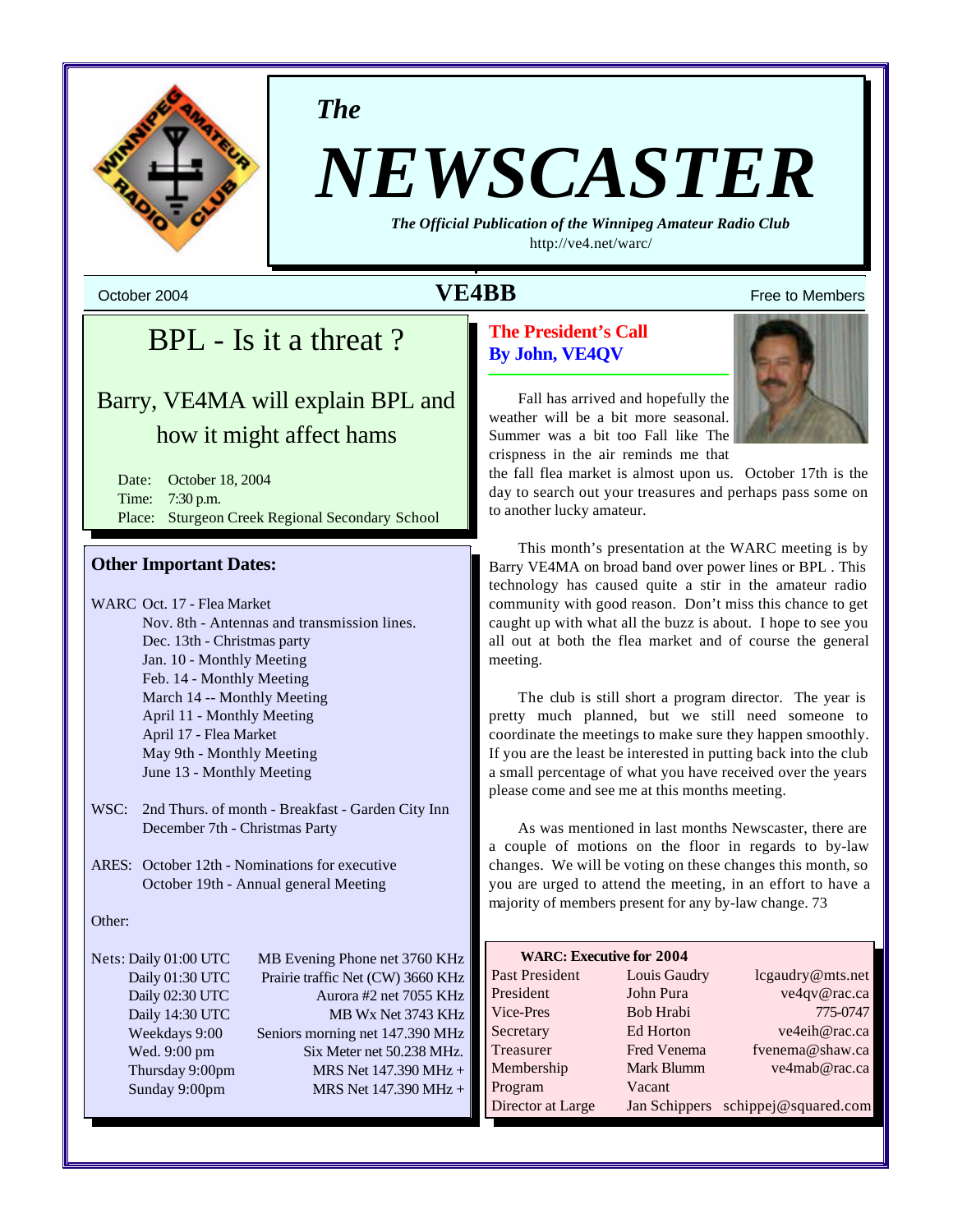# The NEWSCASTER

*The Official Publication of the Winnipeg Amateur Radio Club*

http://ve4.net/warc/

October 2004 **VE4BB** Free to Members

## BPL - Is it a threat ?

### Barry, VE4MA will explain BPL and how it might affect hams

Date: October 18, 2004
Time: 7:30 p.m.
Place: Sturgeon Creek Regional Secondary School

### Other Important Dates:

WARC Oct. 17 - Flea Market
Nov. 8th - Antennas and transmission lines.
Dec. 13th - Christmas party
Jan. 10 - Monthly Meeting
Feb. 14 - Monthly Meeting
March 14 -- Monthly Meeting
April 11 - Monthly Meeting
April 17 - Flea Market
May 9th - Monthly Meeting
June 13 - Monthly Meeting

WSC: 2nd Thurs. of month - Breakfast - Garden City Inn
December 7th - Christmas Party

ARES: October 12th - Nominations for executive
October 19th - Annual general Meeting

Other:

| Nets: | |
|---|---|
| Daily 01:00 UTC | MB Evening Phone net 3760 KHz |
| Daily 01:30 UTC | Prairie traffic Net (CW) 3660 KHz |
| Daily 02:30 UTC | Aurora #2 net 7055 KHz |
| Daily 14:30 UTC | MB Wx Net 3743 KHz |
| Weekdays 9:00 | Seniors morning net 147.390 MHz |
| Wed. 9:00 pm | Six Meter net 50.238 MHz. |
| Thursday 9:00pm | MRS Net 147.390 MHz + |
| Sunday 9:00pm | MRS Net 147.390 MHz + |

## The President's Call
**By John, VE4QV**

Fall has arrived and hopefully the weather will be a bit more seasonal. Summer was a bit too Fall like The crispness in the air reminds me that the fall flea market is almost upon us. October 17th is the day to search out your treasures and perhaps pass some on to another lucky amateur.

This month's presentation at the WARC meeting is by Barry VE4MA on broad band over power lines or BPL . This technology has caused quite a stir in the amateur radio community with good reason. Don't miss this chance to get caught up with what all the buzz is about. I hope to see you all out at both the flea market and of course the general meeting.

The club is still short a program director. The year is pretty much planned, but we still need someone to coordinate the meetings to make sure they happen smoothly. If you are the least be interested in putting back into the club a small percentage of what you have received over the years please come and see me at this months meeting.

As was mentioned in last months Newscaster, there are a couple of motions on the floor in regards to by-law changes. We will be voting on these changes this month, so you are urged to attend the meeting, in an effort to have a majority of members present for any by-law change. 73

**WARC: Executive for 2004**

| Position | Name | Contact |
|---|---|---|
| Past President | Louis Gaudry | lcgaudry@mts.net |
| President | John Pura | ve4qv@rac.ca |
| Vice-Pres | Bob Hrabi | 775-0747 |
| Secretary | Ed Horton | ve4eih@rac.ca |
| Treasurer | Fred Venema | fvenema@shaw.ca |
| Membership | Mark Blumm | ve4mab@rac.ca |
| Program | Vacant | |
| Director at Large | Jan Schippers | schippej@squared.com |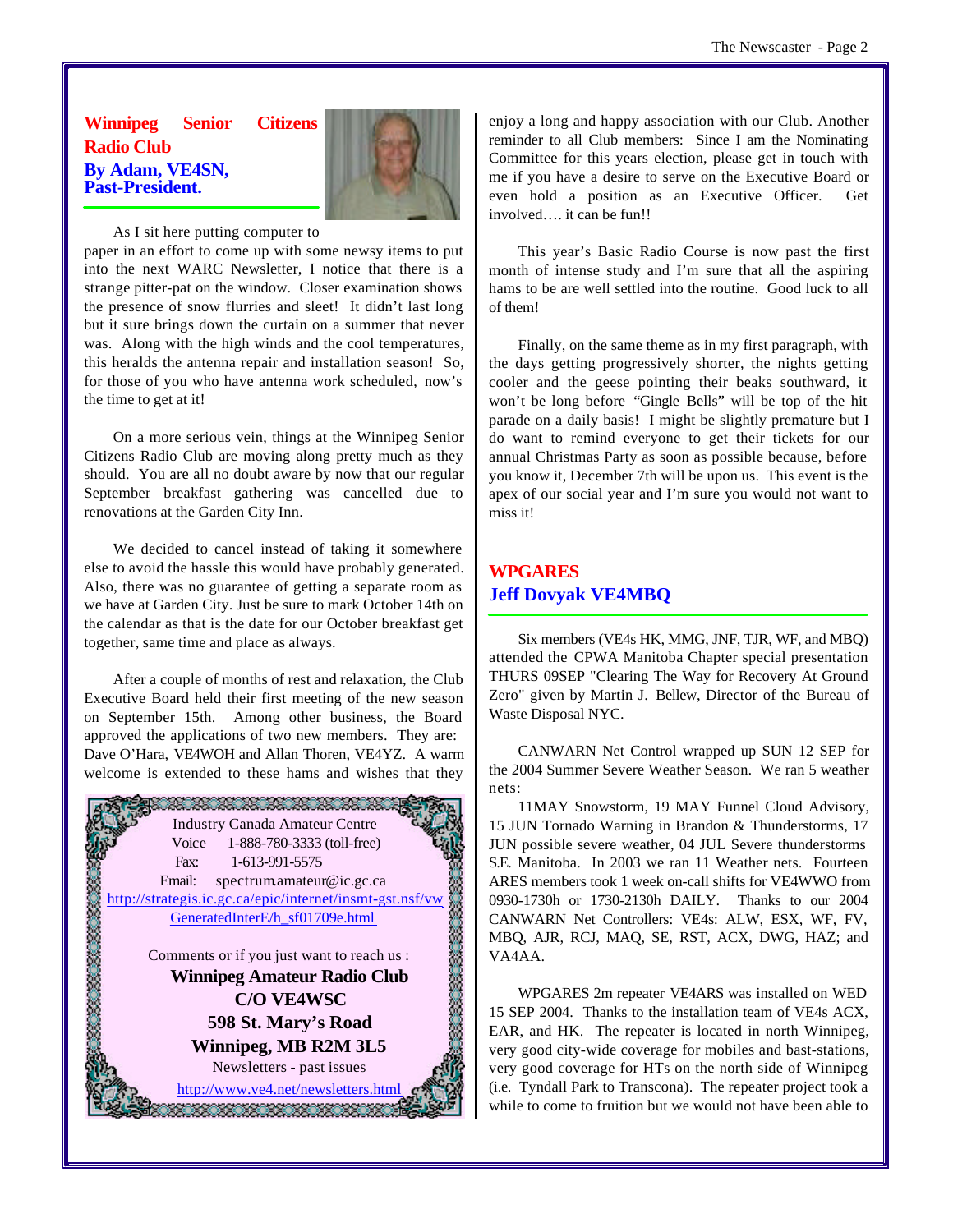## Winnipeg Senior Citizens Radio Club

**By Adam, VE4SN, Past-President.**

As I sit here putting computer to paper in an effort to come up with some newsy items to put into the next WARC Newsletter, I notice that there is a strange pitter-pat on the window. Closer examination shows the presence of snow flurries and sleet! It didn't last long but it sure brings down the curtain on a summer that never was. Along with the high winds and the cool temperatures, this heralds the antenna repair and installation season! So, for those of you who have antenna work scheduled, now's the time to get at it!

On a more serious vein, things at the Winnipeg Senior Citizens Radio Club are moving along pretty much as they should. You are all no doubt aware by now that our regular September breakfast gathering was cancelled due to renovations at the Garden City Inn.

We decided to cancel instead of taking it somewhere else to avoid the hassle this would have probably generated. Also, there was no guarantee of getting a separate room as we have at Garden City. Just be sure to mark October 14th on the calendar as that is the date for our October breakfast get together, same time and place as always.

After a couple of months of rest and relaxation, the Club Executive Board held their first meeting of the new season on September 15th. Among other business, the Board approved the applications of two new members. They are: Dave O'Hara, VE4WOH and Allan Thoren, VE4YZ. A warm welcome is extended to these hams and wishes that they enjoy a long and happy association with our Club. Another reminder to all Club members: Since I am the Nominating Committee for this years election, please get in touch with me if you have a desire to serve on the Executive Board or even hold a position as an Executive Officer. Get involved…. it can be fun!!

This year's Basic Radio Course is now past the first month of intense study and I'm sure that all the aspiring hams to be are well settled into the routine. Good luck to all of them!

Finally, on the same theme as in my first paragraph, with the days getting progressively shorter, the nights getting cooler and the geese pointing their beaks southward, it won't be long before "Gingle Bells" will be top of the hit parade on a daily basis! I might be slightly premature but I do want to remind everyone to get their tickets for our annual Christmas Party as soon as possible because, before you know it, December 7th will be upon us. This event is the apex of our social year and I'm sure you would not want to miss it!

---

Industry Canada Amateur Centre
Voice 1-888-780-3333 (toll-free)
Fax: 1-613-991-5575
Email: spectrum.amateur@ic.gc.ca
http://strategis.ic.gc.ca/epic/internet/insmt-gst.nsf/vwGeneratedInterE/h_sf01709e.html

Comments or if you just want to reach us :

**Winnipeg Amateur Radio Club**
**C/O VE4WSC**
**598 St. Mary's Road**
**Winnipeg, MB R2M 3L5**

Newsletters - past issues
http://www.ve4.net/newsletters.html

---

## WPGARES

**Jeff Dovyak VE4MBQ**

Six members (VE4s HK, MMG, JNF, TJR, WF, and MBQ) attended the CPWA Manitoba Chapter special presentation THURS 09SEP "Clearing The Way for Recovery At Ground Zero" given by Martin J. Bellew, Director of the Bureau of Waste Disposal NYC.

CANWARN Net Control wrapped up SUN 12 SEP for the 2004 Summer Severe Weather Season. We ran 5 weather nets:

11MAY Snowstorm, 19 MAY Funnel Cloud Advisory, 15 JUN Tornado Warning in Brandon & Thunderstorms, 17 JUN possible severe weather, 04 JUL Severe thunderstorms S.E. Manitoba. In 2003 we ran 11 Weather nets. Fourteen ARES members took 1 week on-call shifts for VE4WWO from 0930-1730h or 1730-2130h DAILY. Thanks to our 2004 CANWARN Net Controllers: VE4s: ALW, ESX, WF, FV, MBQ, AJR, RCJ, MAQ, SE, RST, ACX, DWG, HAZ; and VA4AA.

WPGARES 2m repeater VE4ARS was installed on WED 15 SEP 2004. Thanks to the installation team of VE4s ACX, EAR, and HK. The repeater is located in north Winnipeg, very good city-wide coverage for mobiles and bast-stations, very good coverage for HTs on the north side of Winnipeg (i.e. Tyndall Park to Transcona). The repeater project took a while to come to fruition but we would not have been able to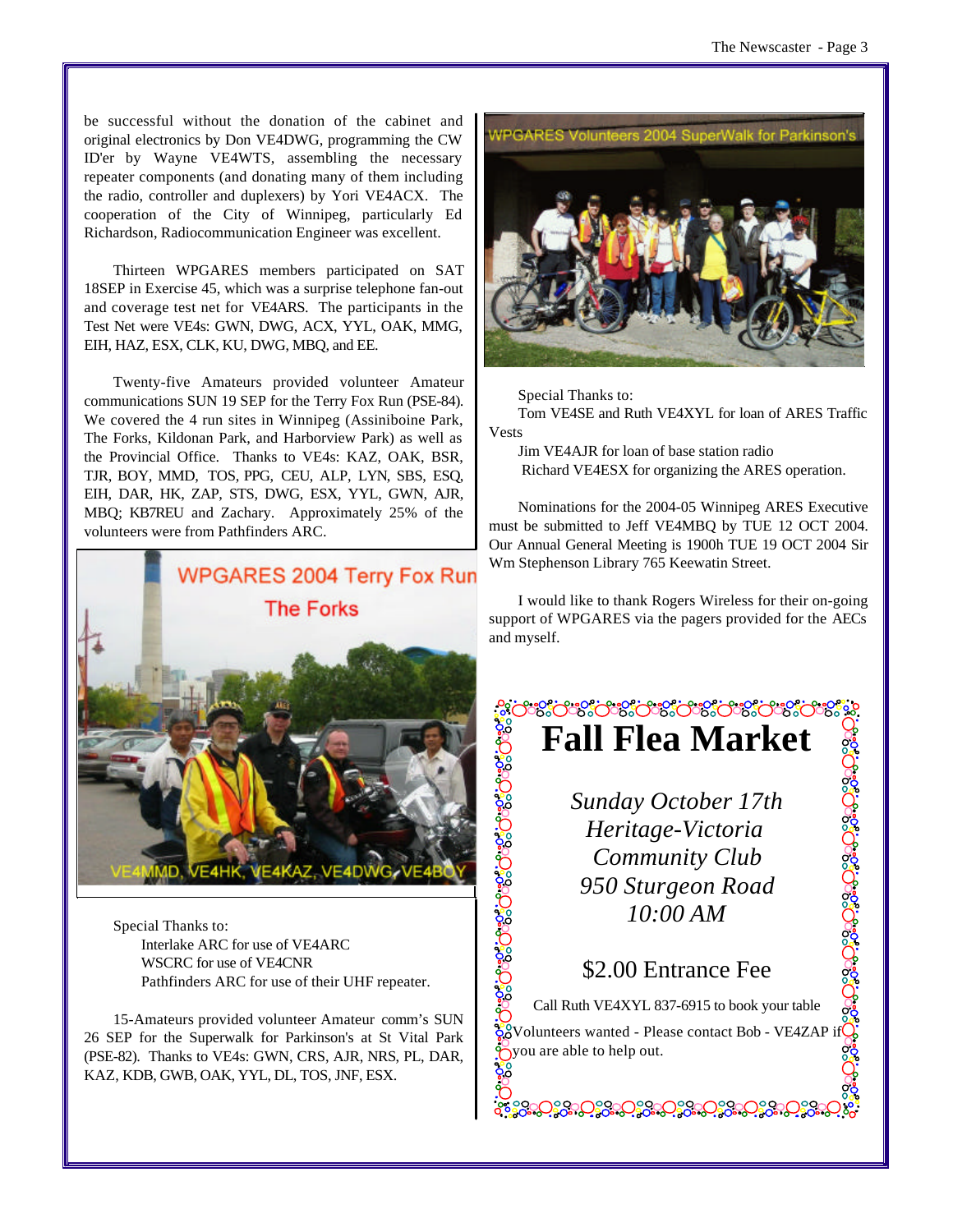be successful without the donation of the cabinet and original electronics by Don VE4DWG, programming the CW ID'er by Wayne VE4WTS, assembling the necessary repeater components (and donating many of them including the radio, controller and duplexers) by Yori VE4ACX. The cooperation of the City of Winnipeg, particularly Ed Richardson, Radiocommunication Engineer was excellent.

Thirteen WPGARES members participated on SAT 18SEP in Exercise 45, which was a surprise telephone fan-out and coverage test net for VE4ARS. The participants in the Test Net were VE4s: GWN, DWG, ACX, YYL, OAK, MMG, EIH, HAZ, ESX, CLK, KU, DWG, MBQ, and EE.

Twenty-five Amateurs provided volunteer Amateur communications SUN 19 SEP for the Terry Fox Run (PSE-84). We covered the 4 run sites in Winnipeg (Assiniboine Park, The Forks, Kildonan Park, and Harborview Park) as well as the Provincial Office. Thanks to VE4s: KAZ, OAK, BSR, TJR, BOY, MMD, TOS, PPG, CEU, ALP, LYN, SBS, ESQ, EIH, DAR, HK, ZAP, STS, DWG, ESX, YYL, GWN, AJR, MBQ; KB7REU and Zachary. Approximately 25% of the volunteers were from Pathfinders ARC.

WPGARES 2004 Terry Fox Run
The Forks

VE4MMD, VE4HK, VE4KAZ, VE4DWG, VE4BOY

Special Thanks to:
Interlake ARC for use of VE4ARC
WSCRC for use of VE4CNR
Pathfinders ARC for use of their UHF repeater.

15-Amateurs provided volunteer Amateur comm's SUN 26 SEP for the Superwalk for Parkinson's at St Vital Park (PSE-82). Thanks to VE4s: GWN, CRS, AJR, NRS, PL, DAR, KAZ, KDB, GWB, OAK, YYL, DL, TOS, JNF, ESX.

WPGARES Volunteers 2004 SuperWalk for Parkinson's

Special Thanks to:
Tom VE4SE and Ruth VE4XYL for loan of ARES Traffic Vests
Jim VE4AJR for loan of base station radio
Richard VE4ESX for organizing the ARES operation.

Nominations for the 2004-05 Winnipeg ARES Executive must be submitted to Jeff VE4MBQ by TUE 12 OCT 2004. Our Annual General Meeting is 1900h TUE 19 OCT 2004 Sir Wm Stephenson Library 765 Keewatin Street.

I would like to thank Rogers Wireless for their on-going support of WPGARES via the pagers provided for the AECs and myself.

# Fall Flea Market

*Sunday October 17th*
*Heritage-Victoria Community Club*
*950 Sturgeon Road*
*10:00 AM*

$2.00 Entrance Fee

Call Ruth VE4XYL 837-6915 to book your table

Volunteers wanted - Please contact Bob - VE4ZAP if you are able to help out.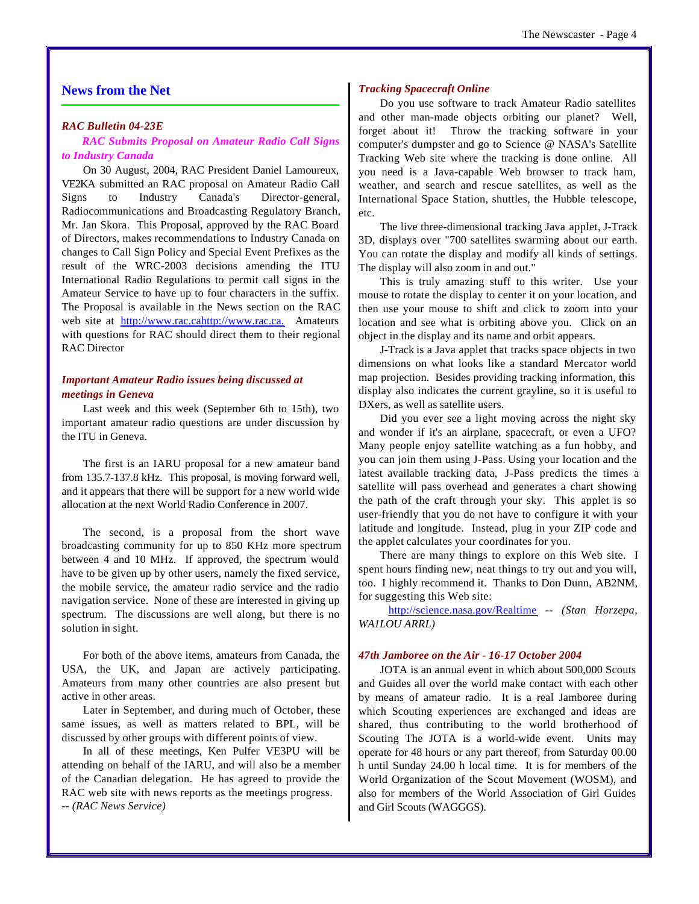## News from the Net

***RAC Bulletin 04-23E***

***RAC Submits Proposal on Amateur Radio Call Signs to Industry Canada***

On 30 August, 2004, RAC President Daniel Lamoureux, VE2KA submitted an RAC proposal on Amateur Radio Call Signs to Industry Canada's Director-general, Radiocommunications and Broadcasting Regulatory Branch, Mr. Jan Skora. This Proposal, approved by the RAC Board of Directors, makes recommendations to Industry Canada on changes to Call Sign Policy and Special Event Prefixes as the result of the WRC-2003 decisions amending the ITU International Radio Regulations to permit call signs in the Amateur Service to have up to four characters in the suffix. The Proposal is available in the News section on the RAC web site at http://www.rac.cahttp://www.rac.ca. Amateurs with questions for RAC should direct them to their regional RAC Director

***Important Amateur Radio issues being discussed at meetings in Geneva***

Last week and this week (September 6th to 15th), two important amateur radio questions are under discussion by the ITU in Geneva.

The first is an IARU proposal for a new amateur band from 135.7-137.8 kHz. This proposal, is moving forward well, and it appears that there will be support for a new world wide allocation at the next World Radio Conference in 2007.

The second, is a proposal from the short wave broadcasting community for up to 850 KHz more spectrum between 4 and 10 MHz. If approved, the spectrum would have to be given up by other users, namely the fixed service, the mobile service, the amateur radio service and the radio navigation service. None of these are interested in giving up spectrum. The discussions are well along, but there is no solution in sight.

For both of the above items, amateurs from Canada, the USA, the UK, and Japan are actively participating. Amateurs from many other countries are also present but active in other areas.

Later in September, and during much of October, these same issues, as well as matters related to BPL, will be discussed by other groups with different points of view.

In all of these meetings, Ken Pulfer VE3PU will be attending on behalf of the IARU, and will also be a member of the Canadian delegation. He has agreed to provide the RAC web site with news reports as the meetings progress.
-- *(RAC News Service)*

***Tracking Spacecraft Online***

Do you use software to track Amateur Radio satellites and other man-made objects orbiting our planet? Well, forget about it! Throw the tracking software in your computer's dumpster and go to Science @ NASA's Satellite Tracking Web site where the tracking is done online. All you need is a Java-capable Web browser to track ham, weather, and search and rescue satellites, as well as the International Space Station, shuttles, the Hubble telescope, etc.

The live three-dimensional tracking Java applet, J-Track 3D, displays over "700 satellites swarming about our earth. You can rotate the display and modify all kinds of settings. The display will also zoom in and out."

This is truly amazing stuff to this writer. Use your mouse to rotate the display to center it on your location, and then use your mouse to shift and click to zoom into your location and see what is orbiting above you. Click on an object in the display and its name and orbit appears.

J-Track is a Java applet that tracks space objects in two dimensions on what looks like a standard Mercator world map projection. Besides providing tracking information, this display also indicates the current grayline, so it is useful to DXers, as well as satellite users.

Did you ever see a light moving across the night sky and wonder if it's an airplane, spacecraft, or even a UFO? Many people enjoy satellite watching as a fun hobby, and you can join them using J-Pass. Using your location and the latest available tracking data, J-Pass predicts the times a satellite will pass overhead and generates a chart showing the path of the craft through your sky. This applet is so user-friendly that you do not have to configure it with your latitude and longitude. Instead, plug in your ZIP code and the applet calculates your coordinates for you.

There are many things to explore on this Web site. I spent hours finding new, neat things to try out and you will, too. I highly recommend it. Thanks to Don Dunn, AB2NM, for suggesting this Web site:

http://science.nasa.gov/Realtime -- *(Stan Horzepa, WA1LOU ARRL)*

***47th Jamboree on the Air - 16-17 October 2004***

JOTA is an annual event in which about 500,000 Scouts and Guides all over the world make contact with each other by means of amateur radio. It is a real Jamboree during which Scouting experiences are exchanged and ideas are shared, thus contributing to the world brotherhood of Scouting The JOTA is a world-wide event. Units may operate for 48 hours or any part thereof, from Saturday 00.00 h until Sunday 24.00 h local time. It is for members of the World Organization of the Scout Movement (WOSM), and also for members of the World Association of Girl Guides and Girl Scouts (WAGGGS).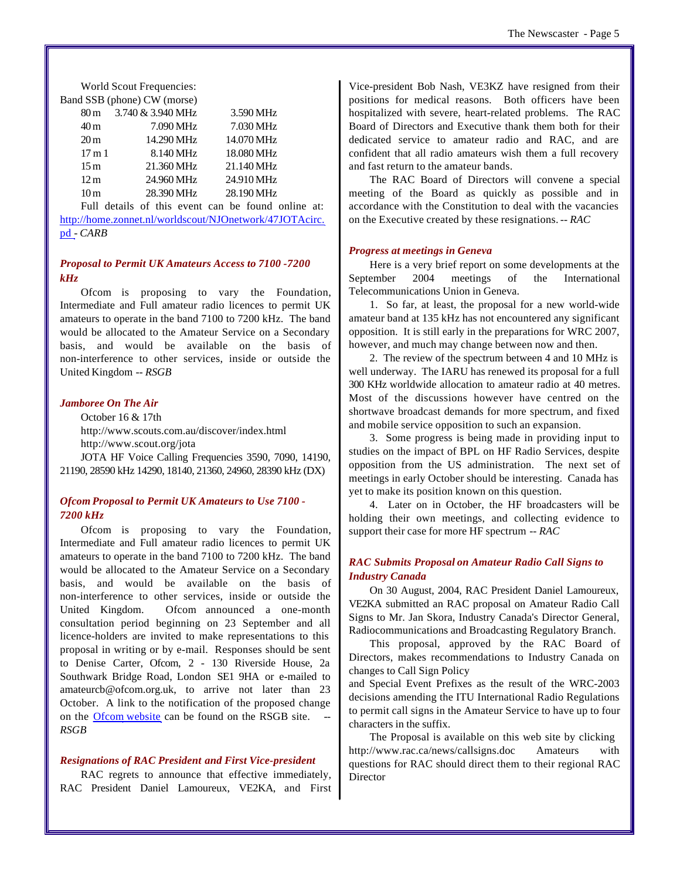World Scout Frequencies:

| Band | SSB (phone) | CW (morse) |
|---|---|---|
| 80 m | 3.740 & 3.940 MHz | 3.590 MHz |
| 40 m | 7.090 MHz | 7.030 MHz |
| 20 m | 14.290 MHz | 14.070 MHz |
| 17 m 1 | 8.140 MHz | 18.080 MHz |
| 15 m | 21.360 MHz | 21.140 MHz |
| 12 m | 24.960 MHz | 24.910 MHz |
| 10 m | 28.390 MHz | 28.190 MHz |

Full details of this event can be found online at: http://home.zonnet.nl/worldscout/NJOnetwork/47JOTAcirc.pd - *CARB*

### *Proposal to Permit UK Amateurs Access to 7100 -7200 kHz*

Ofcom is proposing to vary the Foundation, Intermediate and Full amateur radio licences to permit UK amateurs to operate in the band 7100 to 7200 kHz. The band would be allocated to the Amateur Service on a Secondary basis, and would be available on the basis of non-interference to other services, inside or outside the United Kingdom -- *RSGB*

### *Jamboree On The Air*

October 16 & 17th

http://www.scouts.com.au/discover/index.html

http://www.scout.org/jota

JOTA HF Voice Calling Frequencies 3590, 7090, 14190, 21190, 28590 kHz 14290, 18140, 21360, 24960, 28390 kHz (DX)

### *Ofcom Proposal to Permit UK Amateurs to Use 7100 - 7200 kHz*

Ofcom is proposing to vary the Foundation, Intermediate and Full amateur radio licences to permit UK amateurs to operate in the band 7100 to 7200 kHz. The band would be allocated to the Amateur Service on a Secondary basis, and would be available on the basis of non-interference to other services, inside or outside the United Kingdom. Ofcom announced a one-month consultation period beginning on 23 September and all licence-holders are invited to make representations to this proposal in writing or by e-mail. Responses should be sent to Denise Carter, Ofcom, 2 - 130 Riverside House, 2a Southwark Bridge Road, London SE1 9HA or e-mailed to amateurcb@ofcom.org.uk, to arrive not later than 23 October. A link to the notification of the proposed change on the Ofcom website can be found on the RSGB site. -- *RSGB*

### *Resignations of RAC President and First Vice-president*

RAC regrets to announce that effective immediately, RAC President Daniel Lamoureux, VE2KA, and First Vice-president Bob Nash, VE3KZ have resigned from their positions for medical reasons. Both officers have been hospitalized with severe, heart-related problems. The RAC Board of Directors and Executive thank them both for their dedicated service to amateur radio and RAC, and are confident that all radio amateurs wish them a full recovery and fast return to the amateur bands.

The RAC Board of Directors will convene a special meeting of the Board as quickly as possible and in accordance with the Constitution to deal with the vacancies on the Executive created by these resignations. -- *RAC*

### *Progress at meetings in Geneva*

Here is a very brief report on some developments at the September 2004 meetings of the International Telecommunications Union in Geneva.

1. So far, at least, the proposal for a new world-wide amateur band at 135 kHz has not encountered any significant opposition. It is still early in the preparations for WRC 2007, however, and much may change between now and then.

2. The review of the spectrum between 4 and 10 MHz is well underway. The IARU has renewed its proposal for a full 300 KHz worldwide allocation to amateur radio at 40 metres. Most of the discussions however have centred on the shortwave broadcast demands for more spectrum, and fixed and mobile service opposition to such an expansion.

3. Some progress is being made in providing input to studies on the impact of BPL on HF Radio Services, despite opposition from the US administration. The next set of meetings in early October should be interesting. Canada has yet to make its position known on this question.

4. Later on in October, the HF broadcasters will be holding their own meetings, and collecting evidence to support their case for more HF spectrum -- *RAC*

### *RAC Submits Proposal on Amateur Radio Call Signs to Industry Canada*

On 30 August, 2004, RAC President Daniel Lamoureux, VE2KA submitted an RAC proposal on Amateur Radio Call Signs to Mr. Jan Skora, Industry Canada's Director General, Radiocommunications and Broadcasting Regulatory Branch.

This proposal, approved by the RAC Board of Directors, makes recommendations to Industry Canada on changes to Call Sign Policy
and Special Event Prefixes as the result of the WRC-2003 decisions amending the ITU International Radio Regulations to permit call signs in the Amateur Service to have up to four characters in the suffix.

The Proposal is available on this web site by clicking http://www.rac.ca/news/callsigns.doc Amateurs with questions for RAC should direct them to their regional RAC Director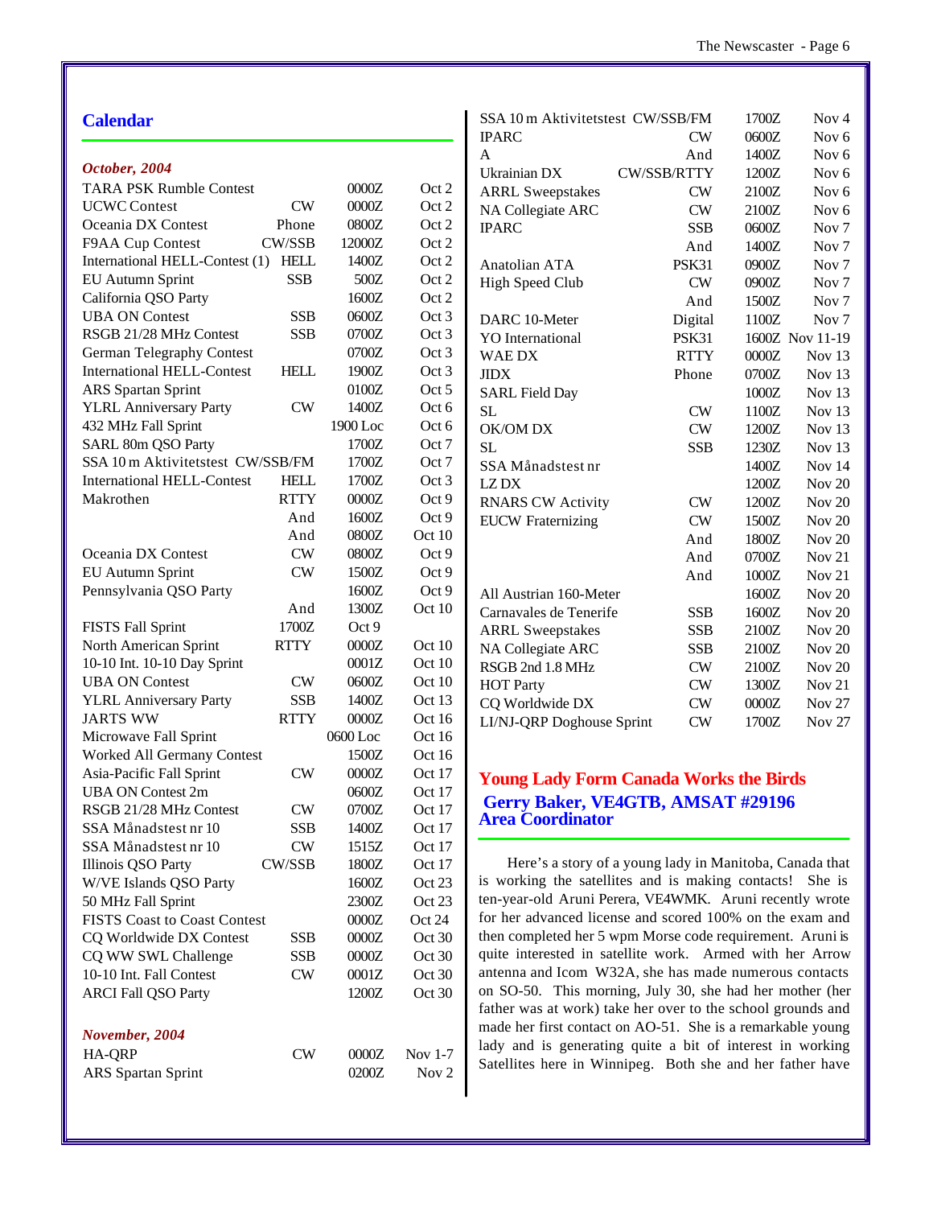## Calendar

*October, 2004*

| Contest | Mode | Time | Date |
|---|---|---|---|
| TARA PSK Rumble Contest | | 0000Z | Oct 2 |
| UCWC Contest | CW | 0000Z | Oct 2 |
| Oceania DX Contest | Phone | 0800Z | Oct 2 |
| F9AA Cup Contest | CW/SSB | 12000Z | Oct 2 |
| International HELL-Contest (1) | HELL | 1400Z | Oct 2 |
| EU Autumn Sprint | SSB | 500Z | Oct 2 |
| California QSO Party | | 1600Z | Oct 2 |
| UBA ON Contest | SSB | 0600Z | Oct 3 |
| RSGB 21/28 MHz Contest | SSB | 0700Z | Oct 3 |
| German Telegraphy Contest | | 0700Z | Oct 3 |
| International HELL-Contest | HELL | 1900Z | Oct 3 |
| ARS Spartan Sprint | | 0100Z | Oct 5 |
| YLRL Anniversary Party | CW | 1400Z | Oct 6 |
| 432 MHz Fall Sprint | | 1900 Loc | Oct 6 |
| SARL 80m QSO Party | | 1700Z | Oct 7 |
| SSA 10 m Aktivitetstest | CW/SSB/FM | 1700Z | Oct 7 |
| International HELL-Contest | HELL | 1700Z | Oct 3 |
| Makrothen | RTTY | 0000Z | Oct 9 |
| | And | 1600Z | Oct 9 |
| | And | 0800Z | Oct 10 |
| Oceania DX Contest | CW | 0800Z | Oct 9 |
| EU Autumn Sprint | CW | 1500Z | Oct 9 |
| Pennsylvania QSO Party | | 1600Z | Oct 9 |
| | And | 1300Z | Oct 10 |
| FISTS Fall Sprint | 1700Z | Oct 9 | |
| North American Sprint | RTTY | 0000Z | Oct 10 |
| 10-10 Int. 10-10 Day Sprint | | 0001Z | Oct 10 |
| UBA ON Contest | CW | 0600Z | Oct 10 |
| YLRL Anniversary Party | SSB | 1400Z | Oct 13 |
| JARTS WW | RTTY | 0000Z | Oct 16 |
| Microwave Fall Sprint | | 0600 Loc | Oct 16 |
| Worked All Germany Contest | | 1500Z | Oct 16 |
| Asia-Pacific Fall Sprint | CW | 0000Z | Oct 17 |
| UBA ON Contest 2m | | 0600Z | Oct 17 |
| RSGB 21/28 MHz Contest | CW | 0700Z | Oct 17 |
| SSA Månadstest nr 10 | SSB | 1400Z | Oct 17 |
| SSA Månadstest nr 10 | CW | 1515Z | Oct 17 |
| Illinois QSO Party | CW/SSB | 1800Z | Oct 17 |
| W/VE Islands QSO Party | | 1600Z | Oct 23 |
| 50 MHz Fall Sprint | | 2300Z | Oct 23 |
| FISTS Coast to Coast Contest | | 0000Z | Oct 24 |
| CQ Worldwide DX Contest | SSB | 0000Z | Oct 30 |
| CQ WW SWL Challenge | SSB | 0000Z | Oct 30 |
| 10-10 Int. Fall Contest | CW | 0001Z | Oct 30 |
| ARCI Fall QSO Party | | 1200Z | Oct 30 |

*November, 2004*

| Contest | Mode | Time | Date |
|---|---|---|---|
| HA-QRP | CW | 0000Z | Nov 1-7 |
| ARS Spartan Sprint | | 0200Z | Nov 2 |
| SSA 10 m Aktivitetstest | CW/SSB/FM | 1700Z | Nov 4 |
| IPARC | CW | 0600Z | Nov 6 |
| A | And | 1400Z | Nov 6 |
| Ukrainian DX | CW/SSB/RTTY | 1200Z | Nov 6 |
| ARRL Sweepstakes | CW | 2100Z | Nov 6 |
| NA Collegiate ARC | CW | 2100Z | Nov 6 |
| IPARC | SSB | 0600Z | Nov 7 |
| | And | 1400Z | Nov 7 |
| Anatolian ATA | PSK31 | 0900Z | Nov 7 |
| High Speed Club | CW | 0900Z | Nov 7 |
| | And | 1500Z | Nov 7 |
| DARC 10-Meter | Digital | 1100Z | Nov 7 |
| YO International | PSK31 | 1600Z | Nov 11-19 |
| WAE DX | RTTY | 0000Z | Nov 13 |
| JIDX | Phone | 0700Z | Nov 13 |
| SARL Field Day | | 1000Z | Nov 13 |
| SL | CW | 1100Z | Nov 13 |
| OK/OM DX | CW | 1200Z | Nov 13 |
| SL | SSB | 1230Z | Nov 13 |
| SSA Månadstest nr | | 1400Z | Nov 14 |
| LZ DX | | 1200Z | Nov 20 |
| RNARS CW Activity | CW | 1200Z | Nov 20 |
| EUCW Fraternizing | CW | 1500Z | Nov 20 |
| | And | 1800Z | Nov 20 |
| | And | 0700Z | Nov 21 |
| | And | 1000Z | Nov 21 |
| All Austrian 160-Meter | | 1600Z | Nov 20 |
| Carnavales de Tenerife | SSB | 1600Z | Nov 20 |
| ARRL Sweepstakes | SSB | 2100Z | Nov 20 |
| NA Collegiate ARC | SSB | 2100Z | Nov 20 |
| RSGB 2nd 1.8 MHz | CW | 2100Z | Nov 20 |
| HOT Party | CW | 1300Z | Nov 21 |
| CQ Worldwide DX | CW | 0000Z | Nov 27 |
| LI/NJ-QRP Doghouse Sprint | CW | 1700Z | Nov 27 |

## Young Lady Form Canada Works the Birds

### Gerry Baker, VE4GTB, AMSAT #29196 Area Coordinator

Here's a story of a young lady in Manitoba, Canada that is working the satellites and is making contacts! She is ten-year-old Aruni Perera, VE4WMK. Aruni recently wrote for her advanced license and scored 100% on the exam and then completed her 5 wpm Morse code requirement. Aruni is quite interested in satellite work. Armed with her Arrow antenna and Icom W32A, she has made numerous contacts on SO-50. This morning, July 30, she had her mother (her father was at work) take her over to the school grounds and made her first contact on AO-51. She is a remarkable young lady and is generating quite a bit of interest in working Satellites here in Winnipeg. Both she and her father have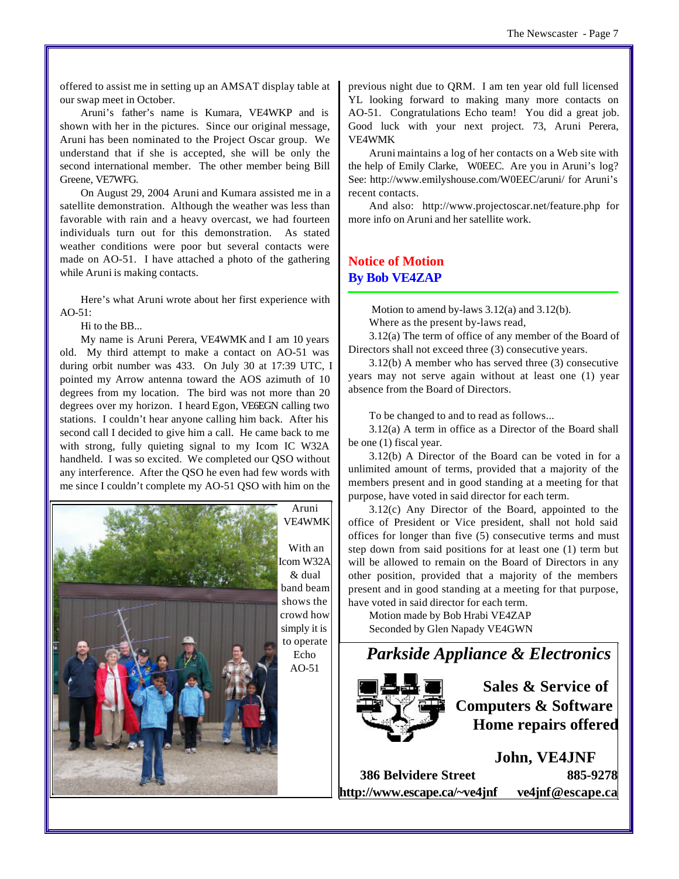offered to assist me in setting up an AMSAT display table at our swap meet in October.

Aruni's father's name is Kumara, VE4WKP and is shown with her in the pictures. Since our original message, Aruni has been nominated to the Project Oscar group. We understand that if she is accepted, she will be only the second international member. The other member being Bill Greene, VE7WFG.

On August 29, 2004 Aruni and Kumara assisted me in a satellite demonstration. Although the weather was less than favorable with rain and a heavy overcast, we had fourteen individuals turn out for this demonstration. As stated weather conditions were poor but several contacts were made on AO-51. I have attached a photo of the gathering while Aruni is making contacts.

Here's what Aruni wrote about her first experience with AO-51:

Hi to the BB...

My name is Aruni Perera, VE4WMK and I am 10 years old. My third attempt to make a contact on AO-51 was during orbit number was 433. On July 30 at 17:39 UTC, I pointed my Arrow antenna toward the AOS azimuth of 10 degrees from my location. The bird was not more than 20 degrees over my horizon. I heard Egon, VE6EGN calling two stations. I couldn't hear anyone calling him back. After his second call I decided to give him a call. He came back to me with strong, fully quieting signal to my Icom IC W32A handheld. I was so excited. We completed our QSO without any interference. After the QSO he even had few words with me since I couldn't complete my AO-51 QSO with him on the previous night due to QRM. I am ten year old full licensed YL looking forward to making many more contacts on AO-51. Congratulations Echo team! You did a great job. Good luck with your next project. 73, Aruni Perera, VE4WMK

Aruni VE4WMK

With an Icom W32A & dual band beam shows the crowd how simply it is to operate Echo AO-51

Aruni maintains a log of her contacts on a Web site with the help of Emily Clarke, W0EEC. Are you in Aruni's log? See: http://www.emilyshouse.com/W0EEC/aruni/ for Aruni's recent contacts.

And also: http://www.projectoscar.net/feature.php for more info on Aruni and her satellite work.

## Notice of Motion
### By Bob VE4ZAP

Motion to amend by-laws 3.12(a) and 3.12(b).

Where as the present by-laws read,

3.12(a) The term of office of any member of the Board of Directors shall not exceed three (3) consecutive years.

3.12(b) A member who has served three (3) consecutive years may not serve again without at least one (1) year absence from the Board of Directors.

To be changed to and to read as follows...

3.12(a) A term in office as a Director of the Board shall be one (1) fiscal year.

3.12(b) A Director of the Board can be voted in for a unlimited amount of terms, provided that a majority of the members present and in good standing at a meeting for that purpose, have voted in said director for each term.

3.12(c) Any Director of the Board, appointed to the office of President or Vice president, shall not hold said offices for longer than five (5) consecutive terms and must step down from said positions for at least one (1) term but will be allowed to remain on the Board of Directors in any other position, provided that a majority of the members present and in good standing at a meeting for that purpose, have voted in said director for each term.

Motion made by Bob Hrabi VE4ZAP
Seconded by Glen Napady VE4GWN

***Parkside Appliance & Electronics***

**Sales & Service of Computers & Software Home repairs offered**

**John, VE4JNF**

**386 Belvidere Street** **885-9278**

**http://www.escape.ca/~ve4jnf** **ve4jnf@escape.ca**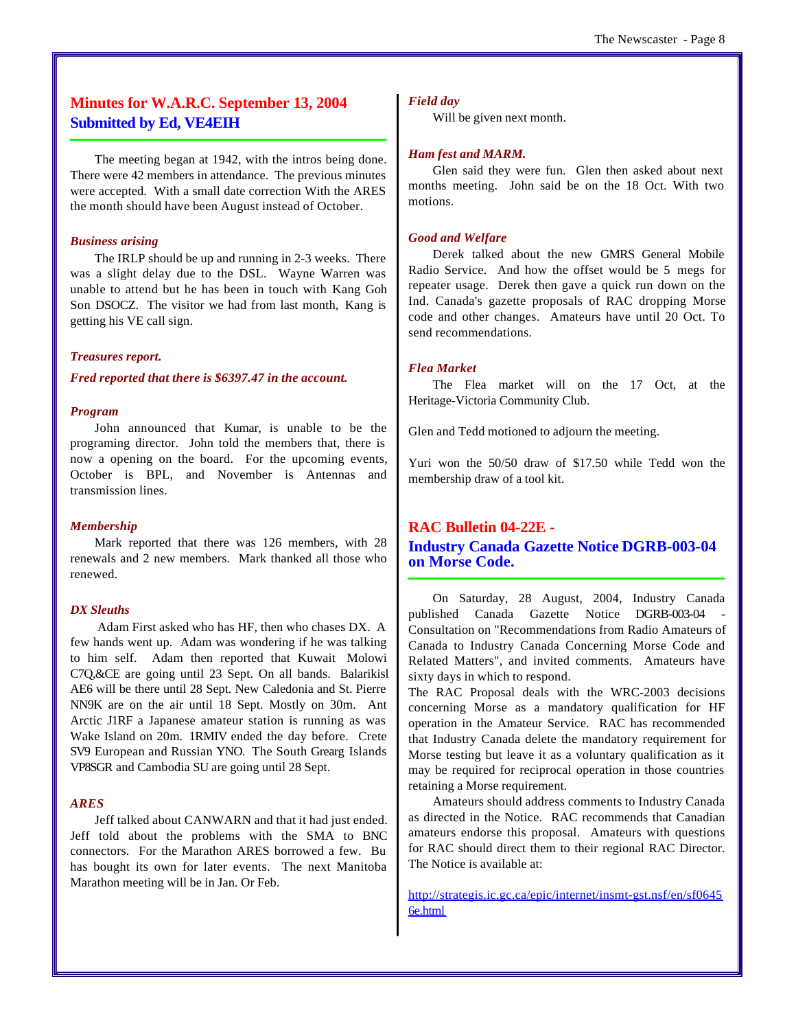# Minutes for W.A.R.C. September 13, 2004
## Submitted by Ed, VE4EIH

The meeting began at 1942, with the intros being done. There were 42 members in attendance. The previous minutes were accepted. With a small date correction With the ARES the month should have been August instead of October.

***Business arising***

The IRLP should be up and running in 2-3 weeks. There was a slight delay due to the DSL. Wayne Warren was unable to attend but he has been in touch with Kang Goh Son DSOCZ. The visitor we had from last month, Kang is getting his VE call sign.

***Treasures report.***

***Fred reported that there is $6397.47 in the account.***

***Program***

John announced that Kumar, is unable to be the programing director. John told the members that, there is now a opening on the board. For the upcoming events, October is BPL, and November is Antennas and transmission lines.

***Membership***

Mark reported that there was 126 members, with 28 renewals and 2 new members. Mark thanked all those who renewed.

***DX Sleuths***

Adam First asked who has HF, then who chases DX. A few hands went up. Adam was wondering if he was talking to him self. Adam then reported that Kuwait Molowi C7Q,&CE are going until 23 Sept. On all bands. Balarikisl AE6 will be there until 28 Sept. New Caledonia and St. Pierre NN9K are on the air until 18 Sept. Mostly on 30m. Ant Arctic J1RF a Japanese amateur station is running as was Wake Island on 20m. 1RMIV ended the day before. Crete SV9 European and Russian YNO. The South Grearg Islands VP8SGR and Cambodia SU are going until 28 Sept.

***ARES***

Jeff talked about CANWARN and that it had just ended. Jeff told about the problems with the SMA to BNC connectors. For the Marathon ARES borrowed a few. Bu has bought its own for later events. The next Manitoba Marathon meeting will be in Jan. Or Feb.

***Field day***

Will be given next month.

***Ham fest and MARM.***

Glen said they were fun. Glen then asked about next months meeting. John said be on the 18 Oct. With two motions.

***Good and Welfare***

Derek talked about the new GMRS General Mobile Radio Service. And how the offset would be 5 megs for repeater usage. Derek then gave a quick run down on the Ind. Canada's gazette proposals of RAC dropping Morse code and other changes. Amateurs have until 20 Oct. To send recommendations.

***Flea Market***

The Flea market will on the 17 Oct, at the Heritage-Victoria Community Club.

Glen and Tedd motioned to adjourn the meeting.

Yuri won the 50/50 draw of $17.50 while Tedd won the membership draw of a tool kit.

# RAC Bulletin 04-22E -
## Industry Canada Gazette Notice DGRB-003-04 on Morse Code.

On Saturday, 28 August, 2004, Industry Canada published Canada Gazette Notice DGRB-003-04 - Consultation on "Recommendations from Radio Amateurs of Canada to Industry Canada Concerning Morse Code and Related Matters", and invited comments. Amateurs have sixty days in which to respond.

The RAC Proposal deals with the WRC-2003 decisions concerning Morse as a mandatory qualification for HF operation in the Amateur Service. RAC has recommended that Industry Canada delete the mandatory requirement for Morse testing but leave it as a voluntary qualification as it may be required for reciprocal operation in those countries retaining a Morse requirement.

Amateurs should address comments to Industry Canada as directed in the Notice. RAC recommends that Canadian amateurs endorse this proposal. Amateurs with questions for RAC should direct them to their regional RAC Director. The Notice is available at:

http://strategis.ic.gc.ca/epic/internet/insmt-gst.nsf/en/sf06456e.html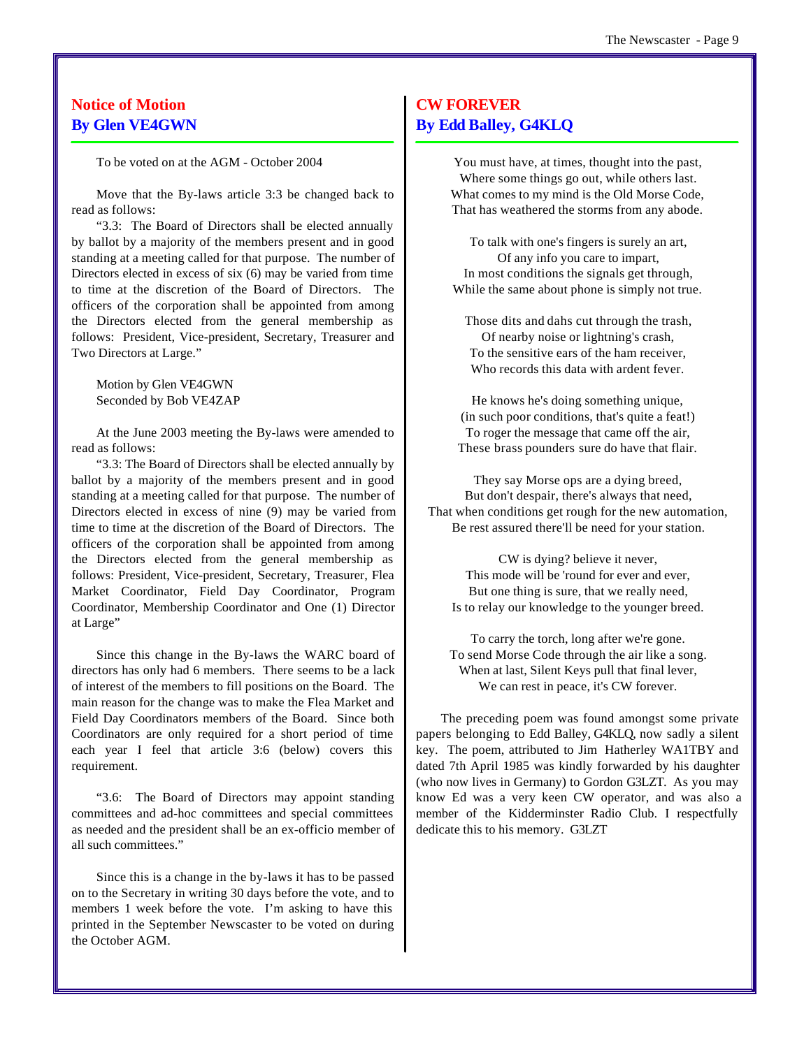## Notice of Motion
## By Glen VE4GWN

To be voted on at the AGM - October 2004

Move that the By-laws article 3:3 be changed back to read as follows:

"3.3: The Board of Directors shall be elected annually by ballot by a majority of the members present and in good standing at a meeting called for that purpose. The number of Directors elected in excess of six (6) may be varied from time to time at the discretion of the Board of Directors. The officers of the corporation shall be appointed from among the Directors elected from the general membership as follows: President, Vice-president, Secretary, Treasurer and Two Directors at Large."

Motion by Glen VE4GWN
Seconded by Bob VE4ZAP

At the June 2003 meeting the By-laws were amended to read as follows:

"3.3: The Board of Directors shall be elected annually by ballot by a majority of the members present and in good standing at a meeting called for that purpose. The number of Directors elected in excess of nine (9) may be varied from time to time at the discretion of the Board of Directors. The officers of the corporation shall be appointed from among the Directors elected from the general membership as follows: President, Vice-president, Secretary, Treasurer, Flea Market Coordinator, Field Day Coordinator, Program Coordinator, Membership Coordinator and One (1) Director at Large"

Since this change in the By-laws the WARC board of directors has only had 6 members. There seems to be a lack of interest of the members to fill positions on the Board. The main reason for the change was to make the Flea Market and Field Day Coordinators members of the Board. Since both Coordinators are only required for a short period of time each year I feel that article 3:6 (below) covers this requirement.

"3.6: The Board of Directors may appoint standing committees and ad-hoc committees and special committees as needed and the president shall be an ex-officio member of all such committees."

Since this is a change in the by-laws it has to be passed on to the Secretary in writing 30 days before the vote, and to members 1 week before the vote. I'm asking to have this printed in the September Newscaster to be voted on during the October AGM.

## CW FOREVER
## By Edd Balley, G4KLQ

You must have, at times, thought into the past,
Where some things go out, while others last.
What comes to my mind is the Old Morse Code,
That has weathered the storms from any abode.

To talk with one's fingers is surely an art,
Of any info you care to impart,
In most conditions the signals get through,
While the same about phone is simply not true.

Those dits and dahs cut through the trash,
Of nearby noise or lightning's crash,
To the sensitive ears of the ham receiver,
Who records this data with ardent fever.

He knows he's doing something unique,
(in such poor conditions, that's quite a feat!)
To roger the message that came off the air,
These brass pounders sure do have that flair.

They say Morse ops are a dying breed,
But don't despair, there's always that need,
That when conditions get rough for the new automation,
Be rest assured there'll be need for your station.

CW is dying? believe it never,
This mode will be 'round for ever and ever,
But one thing is sure, that we really need,
Is to relay our knowledge to the younger breed.

To carry the torch, long after we're gone.
To send Morse Code through the air like a song.
When at last, Silent Keys pull that final lever,
We can rest in peace, it's CW forever.

The preceding poem was found amongst some private papers belonging to Edd Balley, G4KLQ, now sadly a silent key. The poem, attributed to Jim Hatherley WA1TBY and dated 7th April 1985 was kindly forwarded by his daughter (who now lives in Germany) to Gordon G3LZT. As you may know Ed was a very keen CW operator, and was also a member of the Kidderminster Radio Club. I respectfully dedicate this to his memory. G3LZT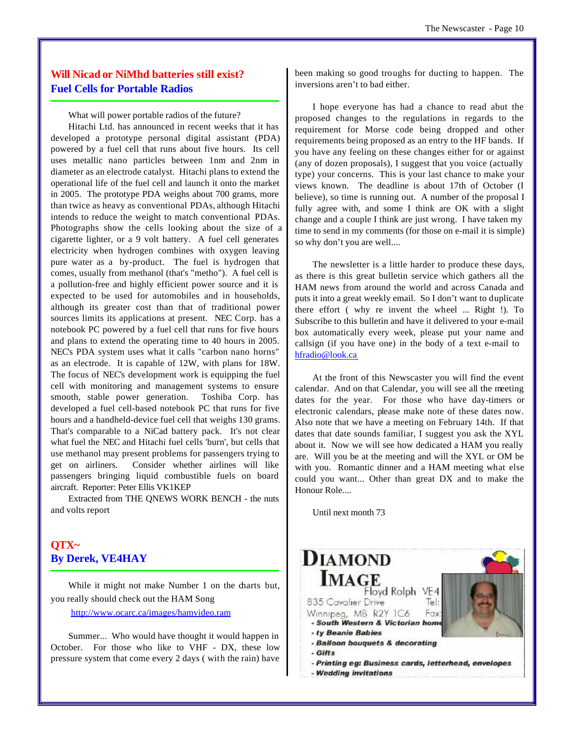## Will Nicad or NiMhd batteries still exist?
## Fuel Cells for Portable Radios

What will power portable radios of the future?

Hitachi Ltd. has announced in recent weeks that it has developed a prototype personal digital assistant (PDA) powered by a fuel cell that runs about five hours. Its cell uses metallic nano particles between 1nm and 2nm in diameter as an electrode catalyst. Hitachi plans to extend the operational life of the fuel cell and launch it onto the market in 2005. The prototype PDA weighs about 700 grams, more than twice as heavy as conventional PDAs, although Hitachi intends to reduce the weight to match conventional PDAs. Photographs show the cells looking about the size of a cigarette lighter, or a 9 volt battery. A fuel cell generates electricity when hydrogen combines with oxygen leaving pure water as a by-product. The fuel is hydrogen that comes, usually from methanol (that's "metho"). A fuel cell is a pollution-free and highly efficient power source and it is expected to be used for automobiles and in households, although its greater cost than that of traditional power sources limits its applications at present. NEC Corp. has a notebook PC powered by a fuel cell that runs for five hours and plans to extend the operating time to 40 hours in 2005. NEC's PDA system uses what it calls "carbon nano horns" as an electrode. It is capable of 12W, with plans for 18W. The focus of NEC's development work is equipping the fuel cell with monitoring and management systems to ensure smooth, stable power generation. Toshiba Corp. has developed a fuel cell-based notebook PC that runs for five hours and a handheld-device fuel cell that weighs 130 grams. That's comparable to a NiCad battery pack. It's not clear what fuel the NEC and Hitachi fuel cells 'burn', but cells that use methanol may present problems for passengers trying to get on airliners. Consider whether airlines will like passengers bringing liquid combustible fuels on board aircraft. Reporter: Peter Ellis VK1KEP

Extracted from THE QNEWS WORK BENCH - the nuts and volts report

## QTX~
## By Derek, VE4HAY

While it might not make Number 1 on the charts but, you really should check out the HAM Song

http://www.ocarc.ca/images/hamvideo.ram

Summer... Who would have thought it would happen in October. For those who like to VHF - DX, these low pressure system that come every 2 days ( with the rain) have been making so good troughs for ducting to happen. The inversions aren't to bad either.

I hope everyone has had a chance to read abut the proposed changes to the regulations in regards to the requirement for Morse code being dropped and other requirements being proposed as an entry to the HF bands. If you have any feeling on these changes either for or against (any of dozen proposals), I suggest that you voice (actually type) your concerns. This is your last chance to make your views known. The deadline is about 17th of October (I believe), so time is running out. A number of the proposal I fully agree with, and some I think are OK with a slight change and a couple I think are just wrong. I have taken my time to send in my comments (for those on e-mail it is simple) so why don't you are well....

The newsletter is a little harder to produce these days, as there is this great bulletin service which gathers all the HAM news from around the world and across Canada and puts it into a great weekly email. So I don't want to duplicate there effort ( why re invent the wheel ... Right !). To Subscribe to this bulletin and have it delivered to your e-mail box automatically every week, please put your name and callsign (if you have one) in the body of a text e-mail to hfradio@look.ca

At the front of this Newscaster you will find the event calendar. And on that Calendar, you will see all the meeting dates for the year. For those who have day-timers or electronic calendars, please make note of these dates now. Also note that we have a meeting on February 14th. If that dates that date sounds familiar, I suggest you ask the XYL about it. Now we will see how dedicated a HAM you really are. Will you be at the meeting and will the XYL or OM be with you. Romantic dinner and a HAM meeting what else could you want... Other than great DX and to make the Honour Role....

Until next month 73

**DIAMOND IMAGE**
Floyd Rolph VE4
835 Cavalier Drive Tel:
Winnipeg, MB R2Y 1C6 Fax:

- South Western & Victorian home
- ty Beanie Babies
- Balloon bouquets & decorating
- Gifts
- Printing eg: Business cards, letterhead, envelopes
- Wedding invitations